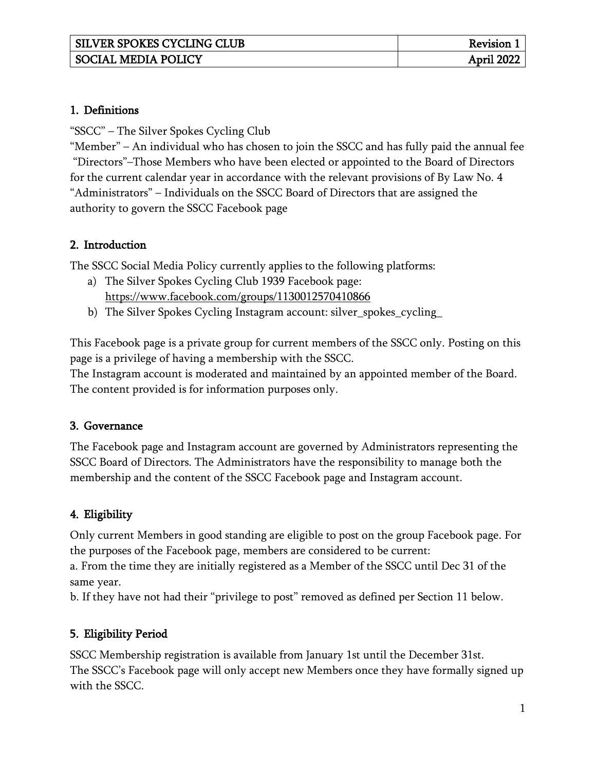| SILVER SPOKES CYCLING CLUB | Revision 1 |
| --- | --- |
| SOCIAL MEDIA POLICY | April 2022 |

## 1. Definitions

"SSCC" – The Silver Spokes Cycling Club
"Member" – An individual who has chosen to join the SSCC and has fully paid the annual fee
"Directors"–Those Members who have been elected or appointed to the Board of Directors for the current calendar year in accordance with the relevant provisions of By Law No. 4
"Administrators" – Individuals on the SSCC Board of Directors that are assigned the authority to govern the SSCC Facebook page

## 2. Introduction

The SSCC Social Media Policy currently applies to the following platforms:

a) The Silver Spokes Cycling Club 1939 Facebook page: https://www.facebook.com/groups/1130012570410866
b) The Silver Spokes Cycling Instagram account: silver_spokes_cycling_

This Facebook page is a private group for current members of the SSCC only. Posting on this page is a privilege of having a membership with the SSCC.
The Instagram account is moderated and maintained by an appointed member of the Board. The content provided is for information purposes only.

## 3. Governance

The Facebook page and Instagram account are governed by Administrators representing the SSCC Board of Directors. The Administrators have the responsibility to manage both the membership and the content of the SSCC Facebook page and Instagram account.

## 4. Eligibility

Only current Members in good standing are eligible to post on the group Facebook page. For the purposes of the Facebook page, members are considered to be current:
a. From the time they are initially registered as a Member of the SSCC until Dec 31 of the same year.
b. If they have not had their "privilege to post" removed as defined per Section 11 below.

## 5. Eligibility Period

SSCC Membership registration is available from January 1st until the December 31st.
The SSCC's Facebook page will only accept new Members once they have formally signed up with the SSCC.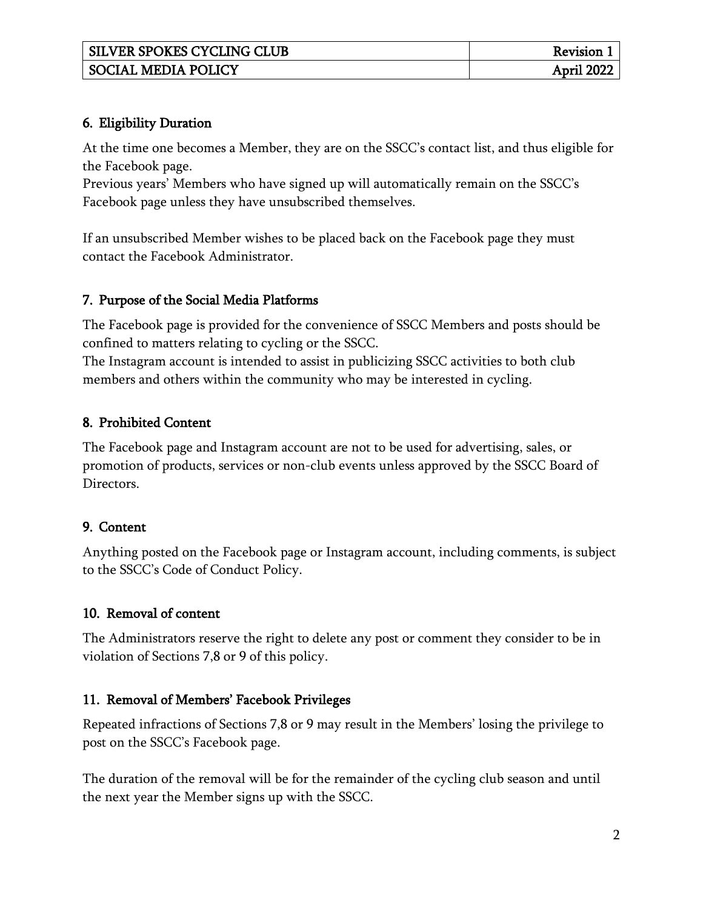## 6. Eligibility Duration

At the time one becomes a Member, they are on the SSCC's contact list, and thus eligible for the Facebook page.
Previous years' Members who have signed up will automatically remain on the SSCC's Facebook page unless they have unsubscribed themselves.

If an unsubscribed Member wishes to be placed back on the Facebook page they must contact the Facebook Administrator.

## 7. Purpose of the Social Media Platforms

The Facebook page is provided for the convenience of SSCC Members and posts should be confined to matters relating to cycling or the SSCC.
The Instagram account is intended to assist in publicizing SSCC activities to both club members and others within the community who may be interested in cycling.

## 8. Prohibited Content

The Facebook page and Instagram account are not to be used for advertising, sales, or promotion of products, services or non-club events unless approved by the SSCC Board of Directors.

## 9. Content

Anything posted on the Facebook page or Instagram account, including comments, is subject to the SSCC's Code of Conduct Policy.

## 10. Removal of content

The Administrators reserve the right to delete any post or comment they consider to be in violation of Sections 7,8 or 9 of this policy.

## 11. Removal of Members' Facebook Privileges

Repeated infractions of Sections 7,8 or 9 may result in the Members' losing the privilege to post on the SSCC's Facebook page.

The duration of the removal will be for the remainder of the cycling club season and until the next year the Member signs up with the SSCC.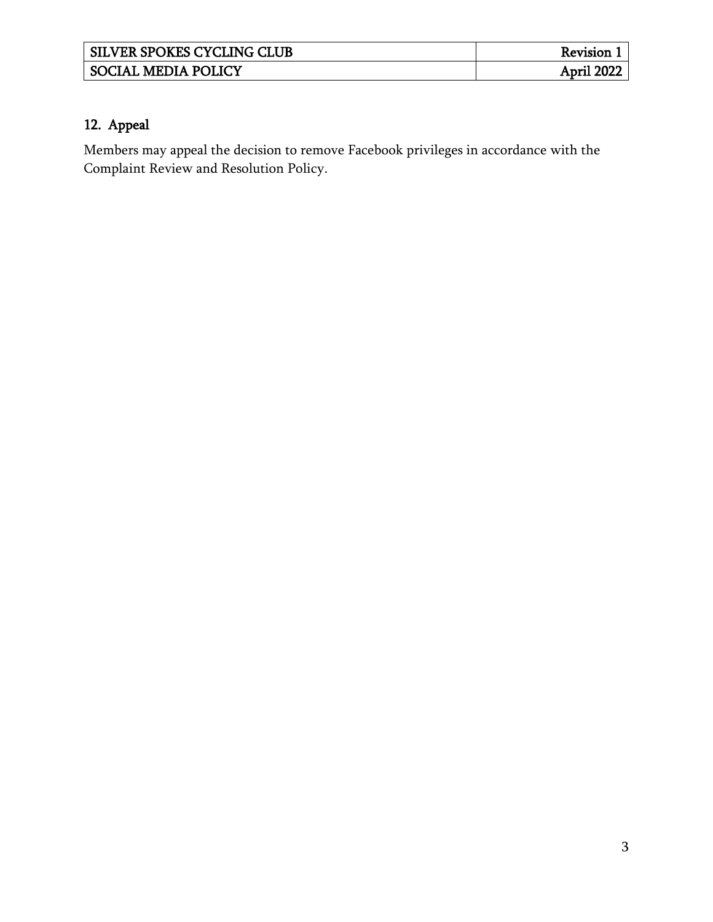## 12. Appeal

Members may appeal the decision to remove Facebook privileges in accordance with the Complaint Review and Resolution Policy.